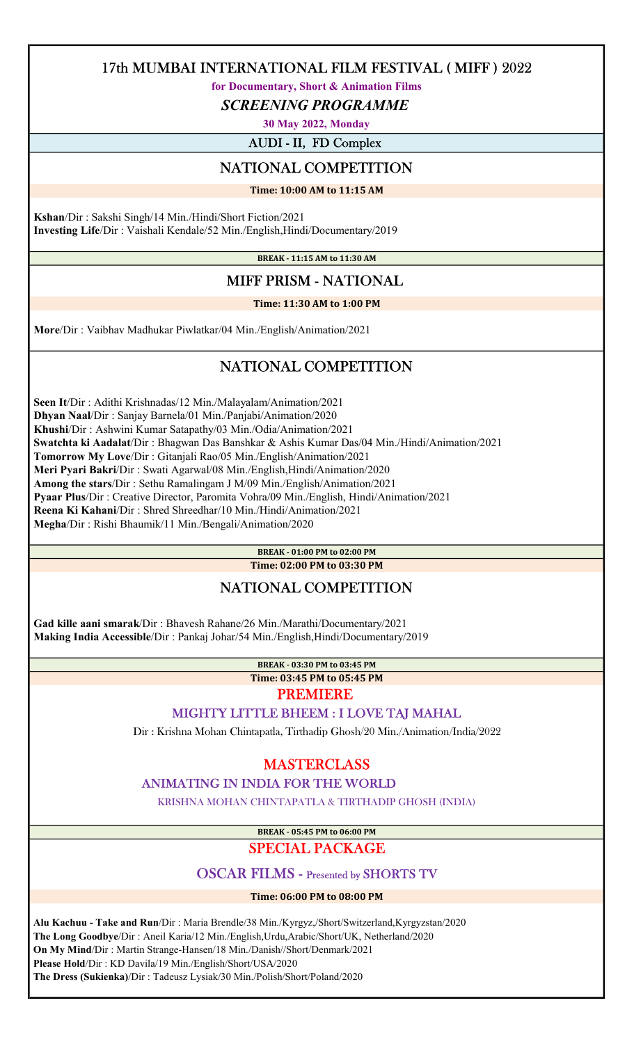# 17th MUMBAI INTERNATIONAL FILM FESTIVAL ( MIFF ) 2022

**for Documentary, Short & Animation Films**

***SCREENING PROGRAMME***

**30 May 2022, Monday**

## AUDI - II, FD Complex

## NATIONAL COMPETITION

**Time: 10:00 AM to 11:15 AM**

**Kshan**/Dir : Sakshi Singh/14 Min./Hindi/Short Fiction/2021
**Investing Life**/Dir : Vaishali Kendale/52 Min./English,Hindi/Documentary/2019

**BREAK - 11:15 AM to 11:30 AM**

## MIFF PRISM - NATIONAL

**Time: 11:30 AM to 1:00 PM**

**More**/Dir : Vaibhav Madhukar Piwlatkar/04 Min./English/Animation/2021

## NATIONAL COMPETITION

**Seen It**/Dir : Adithi Krishnadas/12 Min./Malayalam/Animation/2021
**Dhyan Naal**/Dir : Sanjay Barnela/01 Min./Panjabi/Animation/2020
**Khushi**/Dir : Ashwini Kumar Satapathy/03 Min./Odia/Animation/2021
**Swatchta ki Aadalat**/Dir : Bhagwan Das Banshkar & Ashis Kumar Das/04 Min./Hindi/Animation/2021
**Tomorrow My Love**/Dir : Gitanjali Rao/05 Min./English/Animation/2021
**Meri Pyari Bakri**/Dir : Swati Agarwal/08 Min./English,Hindi/Animation/2020
**Among the stars**/Dir : Sethu Ramalingam J M/09 Min./English/Animation/2021
**Pyaar Plus**/Dir : Creative Director, Paromita Vohra/09 Min./English, Hindi/Animation/2021
**Reena Ki Kahani**/Dir : Shred Shreedhar/10 Min./Hindi/Animation/2021
**Megha**/Dir : Rishi Bhaumik/11 Min./Bengali/Animation/2020

**BREAK - 01:00 PM to 02:00 PM**

**Time: 02:00 PM to 03:30 PM**

## NATIONAL COMPETITION

**Gad kille aani smarak**/Dir : Bhavesh Rahane/26 Min./Marathi/Documentary/2021
**Making India Accessible**/Dir : Pankaj Johar/54 Min./English,Hindi/Documentary/2019

**BREAK - 03:30 PM to 03:45 PM**

**Time: 03:45 PM to 05:45 PM**

## PREMIERE

### MIGHTY LITTLE BHEEM : I LOVE TAJ MAHAL

Dir : Krishna Mohan Chintapatla, Tirthadip Ghosh/20 Min./Animation/India/2022

## MASTERCLASS

### ANIMATING IN INDIA FOR THE WORLD

KRISHNA MOHAN CHINTAPATLA & TIRTHADIP GHOSH (INDIA)

**BREAK - 05:45 PM to 06:00 PM**

## SPECIAL PACKAGE

### OSCAR FILMS - Presented by SHORTS TV

**Time: 06:00 PM to 08:00 PM**

**Alu Kachuu - Take and Run**/Dir : Maria Brendle/38 Min./Kyrgyz,/Short/Switzerland,Kyrgyzstan/2020
**The Long Goodbye**/Dir : Aneil Karia/12 Min./English,Urdu,Arabic/Short/UK, Netherland/2020
**On My Mind**/Dir : Martin Strange-Hansen/18 Min./Danish//Short/Denmark/2021
**Please Hold**/Dir : KD Davila/19 Min./English/Short/USA/2020
**The Dress (Sukienka)**/Dir : Tadeusz Lysiak/30 Min./Polish/Short/Poland/2020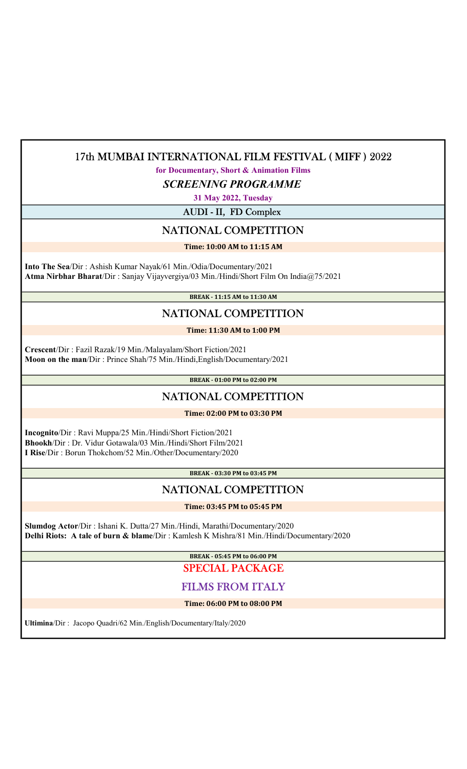# 17th MUMBAI INTERNATIONAL FILM FESTIVAL ( MIFF ) 2022

**for Documentary, Short & Animation Films**

***SCREENING PROGRAMME***

**31 May 2022, Tuesday**

## AUDI - II, FD Complex

## NATIONAL COMPETITION

**Time: 10:00 AM to 11:15 AM**

**Into The Sea**/Dir : Ashish Kumar Nayak/61 Min./Odia/Documentary/2021
**Atma Nirbhar Bharat**/Dir : Sanjay Vijayvergiya/03 Min./Hindi/Short Film On India@75/2021

**BREAK - 11:15 AM to 11:30 AM**

## NATIONAL COMPETITION

**Time: 11:30 AM to 1:00 PM**

**Crescent**/Dir : Fazil Razak/19 Min./Malayalam/Short Fiction/2021
**Moon on the man**/Dir : Prince Shah/75 Min./Hindi,English/Documentary/2021

**BREAK - 01:00 PM to 02:00 PM**

## NATIONAL COMPETITION

**Time: 02:00 PM to 03:30 PM**

**Incognito**/Dir : Ravi Muppa/25 Min./Hindi/Short Fiction/2021
**Bhookh**/Dir : Dr. Vidur Gotawala/03 Min./Hindi/Short Film/2021
**I Rise**/Dir : Borun Thokchom/52 Min./Other/Documentary/2020

**BREAK - 03:30 PM to 03:45 PM**

## NATIONAL COMPETITION

**Time: 03:45 PM to 05:45 PM**

**Slumdog Actor**/Dir : Ishani K. Dutta/27 Min./Hindi, Marathi/Documentary/2020
**Delhi Riots: A tale of burn & blame**/Dir : Kamlesh K Mishra/81 Min./Hindi/Documentary/2020

**BREAK - 05:45 PM to 06:00 PM**

## SPECIAL PACKAGE

## FILMS FROM ITALY

**Time: 06:00 PM to 08:00 PM**

**Ultimina**/Dir : Jacopo Quadri/62 Min./English/Documentary/Italy/2020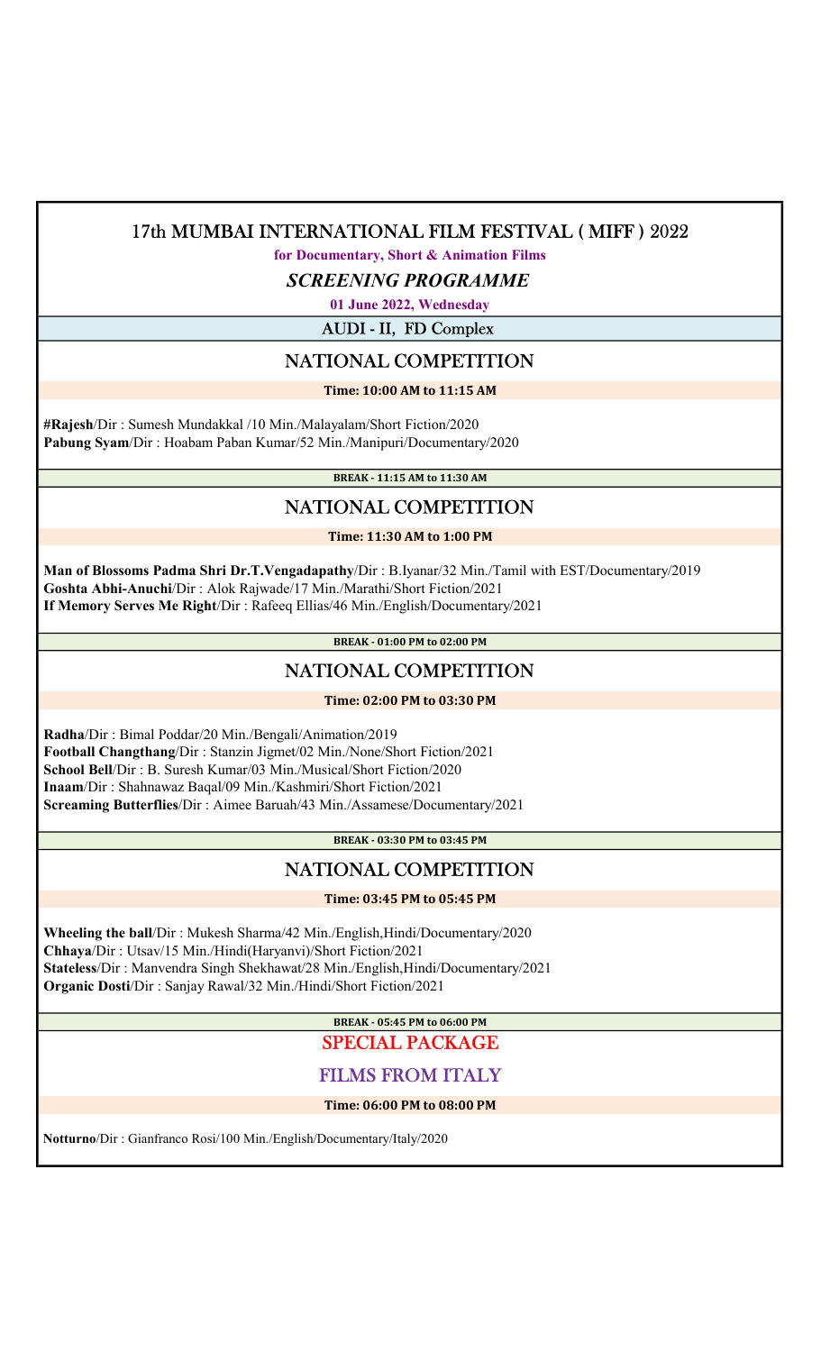# 17th MUMBAI INTERNATIONAL FILM FESTIVAL ( MIFF ) 2022

**for Documentary, Short & Animation Films**

## *SCREENING PROGRAMME*

**01 June 2022, Wednesday**

### AUDI - II, FD Complex

## NATIONAL COMPETITION

**Time: 10:00 AM to 11:15 AM**

**#Rajesh**/Dir : Sumesh Mundakkal /10 Min./Malayalam/Short Fiction/2020
**Pabung Syam**/Dir : Hoabam Paban Kumar/52 Min./Manipuri/Documentary/2020

**BREAK - 11:15 AM to 11:30 AM**

## NATIONAL COMPETITION

**Time: 11:30 AM to 1:00 PM**

**Man of Blossoms Padma Shri Dr.T.Vengadapathy**/Dir : B.Iyanar/32 Min./Tamil with EST/Documentary/2019
**Goshta Abhi-Anuchi**/Dir : Alok Rajwade/17 Min./Marathi/Short Fiction/2021
**If Memory Serves Me Right**/Dir : Rafeeq Ellias/46 Min./English/Documentary/2021

**BREAK - 01:00 PM to 02:00 PM**

## NATIONAL COMPETITION

**Time: 02:00 PM to 03:30 PM**

**Radha**/Dir : Bimal Poddar/20 Min./Bengali/Animation/2019
**Football Changthang**/Dir : Stanzin Jigmet/02 Min./None/Short Fiction/2021
**School Bell**/Dir : B. Suresh Kumar/03 Min./Musical/Short Fiction/2020
**Inaam**/Dir : Shahnawaz Baqal/09 Min./Kashmiri/Short Fiction/2021
**Screaming Butterflies**/Dir : Aimee Baruah/43 Min./Assamese/Documentary/2021

**BREAK - 03:30 PM to 03:45 PM**

## NATIONAL COMPETITION

**Time: 03:45 PM to 05:45 PM**

**Wheeling the ball**/Dir : Mukesh Sharma/42 Min./English,Hindi/Documentary/2020
**Chhaya**/Dir : Utsav/15 Min./Hindi(Haryanvi)/Short Fiction/2021
**Stateless**/Dir : Manvendra Singh Shekhawat/28 Min./English,Hindi/Documentary/2021
**Organic Dosti**/Dir : Sanjay Rawal/32 Min./Hindi/Short Fiction/2021

**BREAK - 05:45 PM to 06:00 PM**

## SPECIAL PACKAGE

## FILMS FROM ITALY

**Time: 06:00 PM to 08:00 PM**

**Notturno**/Dir : Gianfranco Rosi/100 Min./English/Documentary/Italy/2020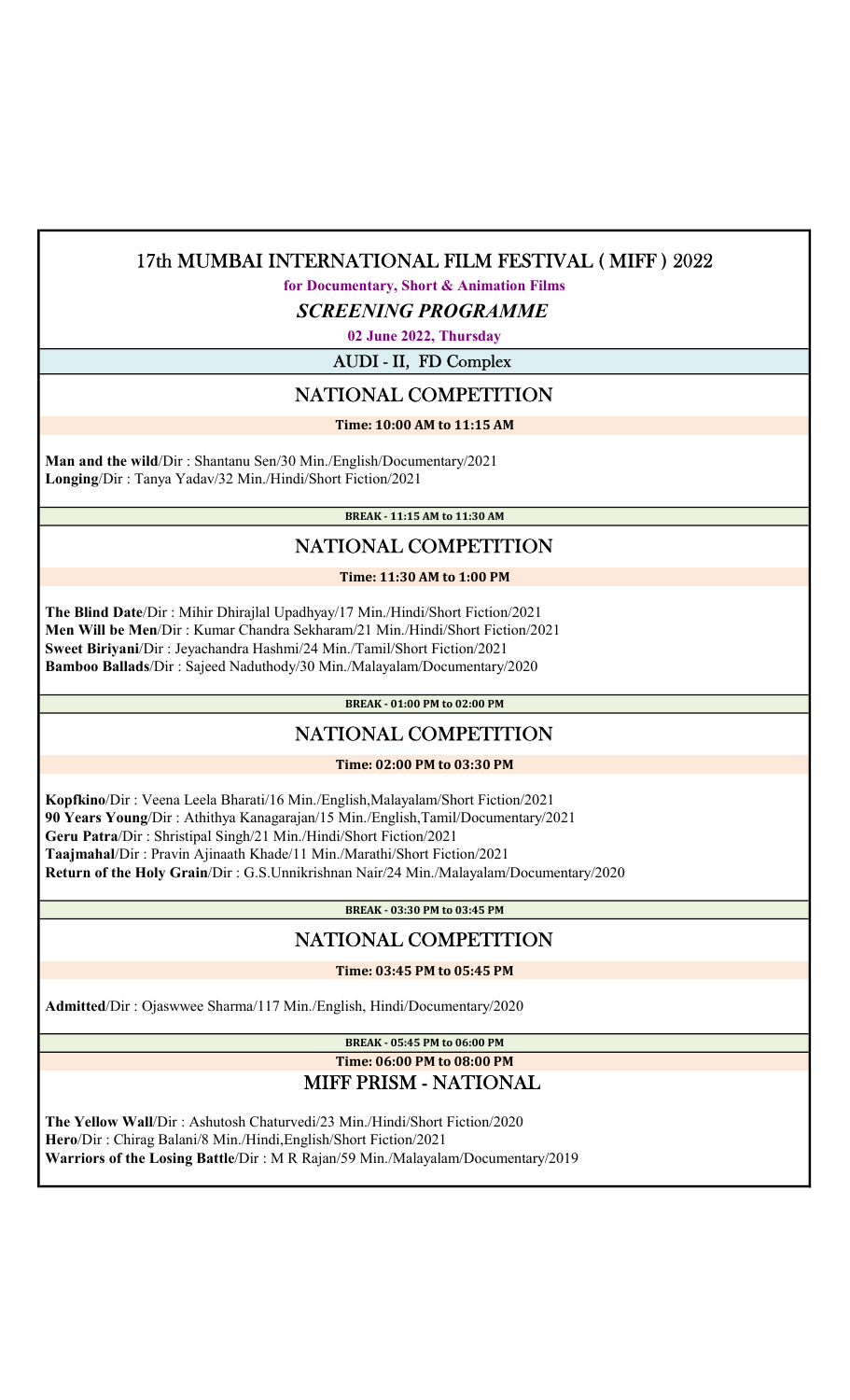# 17th MUMBAI INTERNATIONAL FILM FESTIVAL ( MIFF ) 2022

**for Documentary, Short & Animation Films**

***SCREENING PROGRAMME***

**02 June 2022, Thursday**

AUDI - II, FD Complex

## NATIONAL COMPETITION

**Time: 10:00 AM to 11:15 AM**

**Man and the wild**/Dir : Shantanu Sen/30 Min./English/Documentary/2021
**Longing**/Dir : Tanya Yadav/32 Min./Hindi/Short Fiction/2021

**BREAK - 11:15 AM to 11:30 AM**

## NATIONAL COMPETITION

**Time: 11:30 AM to 1:00 PM**

**The Blind Date**/Dir : Mihir Dhirajlal Upadhyay/17 Min./Hindi/Short Fiction/2021
**Men Will be Men**/Dir : Kumar Chandra Sekharam/21 Min./Hindi/Short Fiction/2021
**Sweet Biriyani**/Dir : Jeyachandra Hashmi/24 Min./Tamil/Short Fiction/2021
**Bamboo Ballads**/Dir : Sajeed Naduthody/30 Min./Malayalam/Documentary/2020

**BREAK - 01:00 PM to 02:00 PM**

## NATIONAL COMPETITION

**Time: 02:00 PM to 03:30 PM**

**Kopfkino**/Dir : Veena Leela Bharati/16 Min./English,Malayalam/Short Fiction/2021
**90 Years Young**/Dir : Athithya Kanagarajan/15 Min./English,Tamil/Documentary/2021
**Geru Patra**/Dir : Shristipal Singh/21 Min./Hindi/Short Fiction/2021
**Taajmahal**/Dir : Pravin Ajinaath Khade/11 Min./Marathi/Short Fiction/2021
**Return of the Holy Grain**/Dir : G.S.Unnikrishnan Nair/24 Min./Malayalam/Documentary/2020

**BREAK - 03:30 PM to 03:45 PM**

## NATIONAL COMPETITION

**Time: 03:45 PM to 05:45 PM**

**Admitted**/Dir : Ojaswwee Sharma/117 Min./English, Hindi/Documentary/2020

**BREAK - 05:45 PM to 06:00 PM**

**Time: 06:00 PM to 08:00 PM**

## MIFF PRISM - NATIONAL

**The Yellow Wall**/Dir : Ashutosh Chaturvedi/23 Min./Hindi/Short Fiction/2020
**Hero**/Dir : Chirag Balani/8 Min./Hindi,English/Short Fiction/2021
**Warriors of the Losing Battle**/Dir : M R Rajan/59 Min./Malayalam/Documentary/2019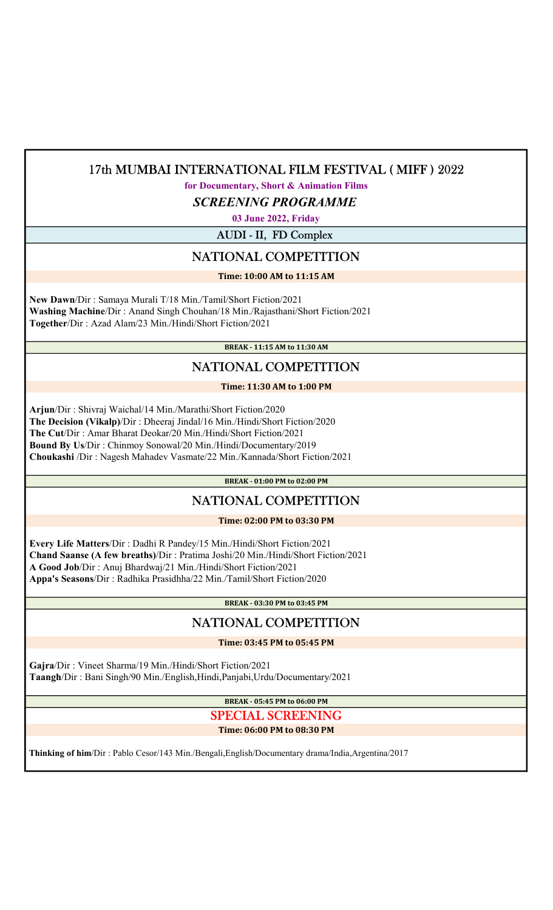# 17th MUMBAI INTERNATIONAL FILM FESTIVAL ( MIFF ) 2022

**for Documentary, Short & Animation Films**

## *SCREENING PROGRAMME*

**03 June 2022, Friday**

### AUDI - II, FD Complex

## NATIONAL COMPETITION

**Time: 10:00 AM to 11:15 AM**

**New Dawn**/Dir : Samaya Murali T/18 Min./Tamil/Short Fiction/2021
**Washing Machine**/Dir : Anand Singh Chouhan/18 Min./Rajasthani/Short Fiction/2021
**Together**/Dir : Azad Alam/23 Min./Hindi/Short Fiction/2021

**BREAK - 11:15 AM to 11:30 AM**

## NATIONAL COMPETITION

**Time: 11:30 AM to 1:00 PM**

**Arjun**/Dir : Shivraj Waichal/14 Min./Marathi/Short Fiction/2020
**The Decision (Vikalp)**/Dir : Dheeraj Jindal/16 Min./Hindi/Short Fiction/2020
**The Cut**/Dir : Amar Bharat Deokar/20 Min./Hindi/Short Fiction/2021
**Bound By Us**/Dir : Chinmoy Sonowal/20 Min./Hindi/Documentary/2019
**Choukashi** /Dir : Nagesh Mahadev Vasmate/22 Min./Kannada/Short Fiction/2021

**BREAK - 01:00 PM to 02:00 PM**

## NATIONAL COMPETITION

**Time: 02:00 PM to 03:30 PM**

**Every Life Matters**/Dir : Dadhi R Pandey/15 Min./Hindi/Short Fiction/2021
**Chand Saanse (A few breaths)**/Dir : Pratima Joshi/20 Min./Hindi/Short Fiction/2021
**A Good Job**/Dir : Anuj Bhardwaj/21 Min./Hindi/Short Fiction/2021
**Appa's Seasons**/Dir : Radhika Prasidhha/22 Min./Tamil/Short Fiction/2020

**BREAK - 03:30 PM to 03:45 PM**

## NATIONAL COMPETITION

**Time: 03:45 PM to 05:45 PM**

**Gajra**/Dir : Vineet Sharma/19 Min./Hindi/Short Fiction/2021
**Taangh**/Dir : Bani Singh/90 Min./English,Hindi,Panjabi,Urdu/Documentary/2021

**BREAK - 05:45 PM to 06:00 PM**

## SPECIAL SCREENING

**Time: 06:00 PM to 08:30 PM**

**Thinking of him**/Dir : Pablo Cesor/143 Min./Bengali,English/Documentary drama/India,Argentina/2017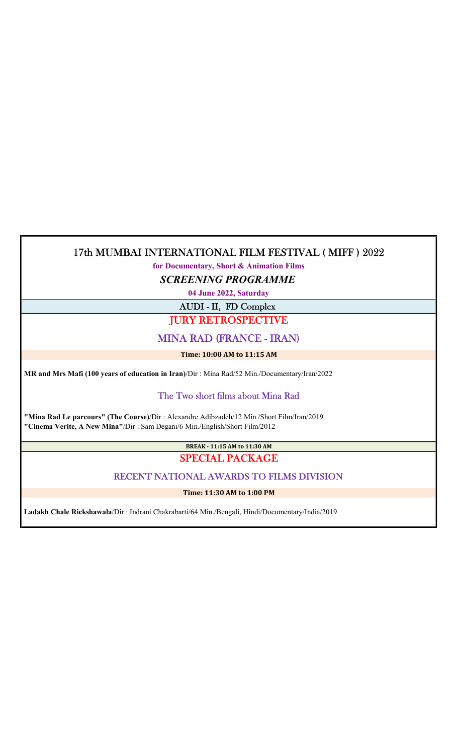# 17th MUMBAI INTERNATIONAL FILM FESTIVAL ( MIFF ) 2022

**for Documentary, Short & Animation Films**

***SCREENING PROGRAMME***

**04 June 2022, Saturday**

## AUDI - II, FD Complex

## JURY RETROSPECTIVE

### MINA RAD (FRANCE - IRAN)

**Time: 10:00 AM to 11:15 AM**

**MR and Mrs Mafi (100 years of education in Iran)**/Dir : Mina Rad/52 Min./Documentary/Iran/2022

### The Two short films about Mina Rad

**"Mina Rad Le parcours" (The Course)**/Dir : Alexandre Adibzadeh/12 Min./Short Film/Iran/2019

**"Cinema Verite, A New Mina"**/Dir : Sam Degani/6 Min./English/Short Film/2012

**BREAK - 11:15 AM to 11:30 AM**

## SPECIAL PACKAGE

### RECENT NATIONAL AWARDS TO FILMS DIVISION

**Time: 11:30 AM to 1:00 PM**

**Ladakh Chale Rickshawala**/Dir : Indrani Chakrabarti/64 Min./Bengali, Hindi/Documentary/India/2019